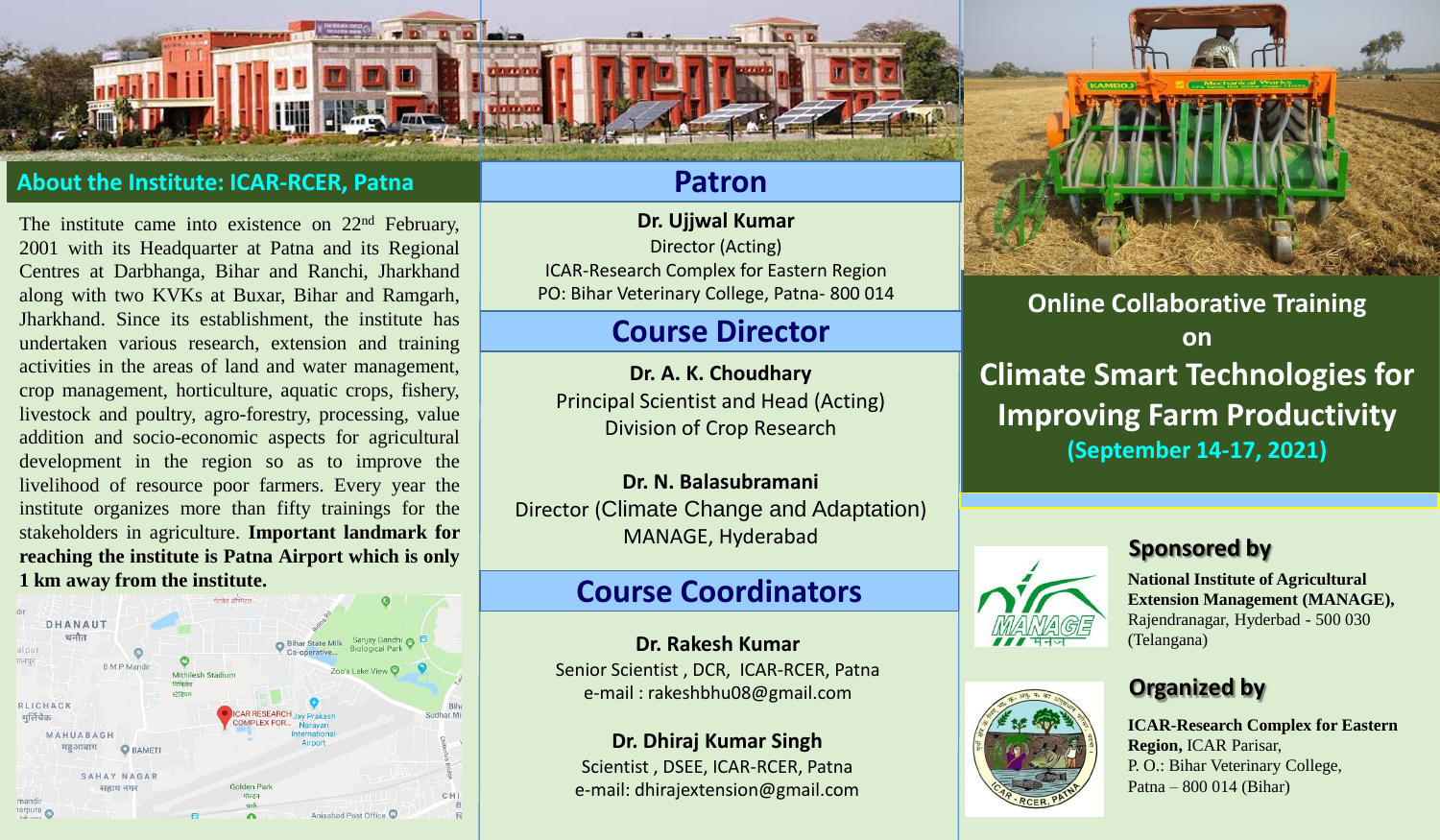## About the Institute: ICAR-RCER, Patna

The institute came into existence on 22nd February, 2001 with its Headquarter at Patna and its Regional Centres at Darbhanga, Bihar and Ranchi, Jharkhand along with two KVKs at Buxar, Bihar and Ramgarh, Jharkhand. Since its establishment, the institute has undertaken various research, extension and training activities in the areas of land and water management, crop management, horticulture, aquatic crops, fishery, livestock and poultry, agro-forestry, processing, value addition and socio-economic aspects for agricultural development in the region so as to improve the livelihood of resource poor farmers. Every year the institute organizes more than fifty trainings for the stakeholders in agriculture. **Important landmark for reaching the institute is Patna Airport which is only 1 km away from the institute.**

## Patron

**Dr. Ujjwal Kumar**
Director (Acting)
ICAR-Research Complex for Eastern Region
PO: Bihar Veterinary College, Patna- 800 014

## Course Director

**Dr. A. K. Choudhary**
Principal Scientist and Head (Acting)
Division of Crop Research

**Dr. N. Balasubramani**
Director (Climate Change and Adaptation)
MANAGE, Hyderabad

## Course Coordinators

**Dr. Rakesh Kumar**
Senior Scientist , DCR, ICAR-RCER, Patna
e-mail : rakeshbhu08@gmail.com

**Dr. Dhiraj Kumar Singh**
Scientist , DSEE, ICAR-RCER, Patna
e-mail: dhirajextension@gmail.com

# Online Collaborative Training on Climate Smart Technologies for Improving Farm Productivity

**(September 14-17, 2021)**

## Sponsored by

**National Institute of Agricultural Extension Management (MANAGE),** Rajendranagar, Hyderbad - 500 030 (Telangana)

## Organized by

**ICAR-Research Complex for Eastern Region,** ICAR Parisar,
P. O.: Bihar Veterinary College,
Patna – 800 014 (Bihar)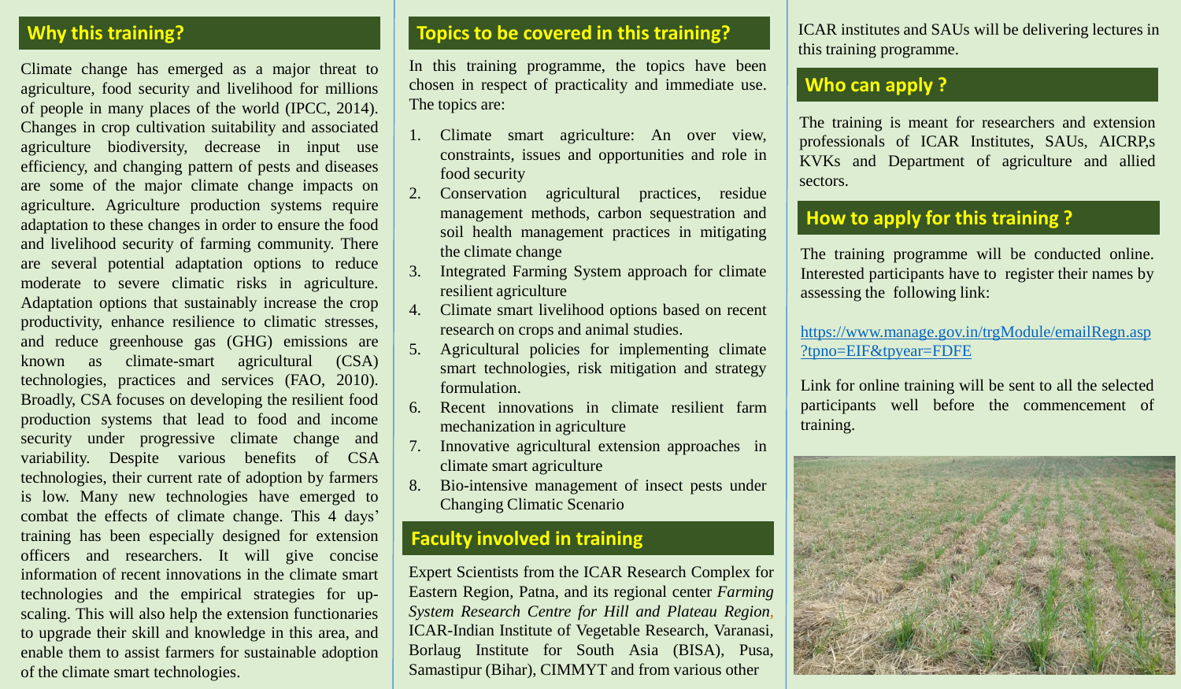## Why this training?

Climate change has emerged as a major threat to agriculture, food security and livelihood for millions of people in many places of the world (IPCC, 2014). Changes in crop cultivation suitability and associated agriculture biodiversity, decrease in input use efficiency, and changing pattern of pests and diseases are some of the major climate change impacts on agriculture. Agriculture production systems require adaptation to these changes in order to ensure the food and livelihood security of farming community. There are several potential adaptation options to reduce moderate to severe climatic risks in agriculture. Adaptation options that sustainably increase the crop productivity, enhance resilience to climatic stresses, and reduce greenhouse gas (GHG) emissions are known as climate-smart agricultural (CSA) technologies, practices and services (FAO, 2010). Broadly, CSA focuses on developing the resilient food production systems that lead to food and income security under progressive climate change and variability. Despite various benefits of CSA technologies, their current rate of adoption by farmers is low. Many new technologies have emerged to combat the effects of climate change. This 4 days' training has been especially designed for extension officers and researchers. It will give concise information of recent innovations in the climate smart technologies and the empirical strategies for up-scaling. This will also help the extension functionaries to upgrade their skill and knowledge in this area, and enable them to assist farmers for sustainable adoption of the climate smart technologies.

## Topics to be covered in this training?

In this training programme, the topics have been chosen in respect of practicality and immediate use. The topics are:

1. Climate smart agriculture: An over view, constraints, issues and opportunities and role in food security
2. Conservation agricultural practices, residue management methods, carbon sequestration and soil health management practices in mitigating the climate change
3. Integrated Farming System approach for climate resilient agriculture
4. Climate smart livelihood options based on recent research on crops and animal studies.
5. Agricultural policies for implementing climate smart technologies, risk mitigation and strategy formulation.
6. Recent innovations in climate resilient farm mechanization in agriculture
7. Innovative agricultural extension approaches in climate smart agriculture
8. Bio-intensive management of insect pests under Changing Climatic Scenario

## Faculty involved in training

Expert Scientists from the ICAR Research Complex for Eastern Region, Patna, and its regional center *Farming System Research Centre for Hill and Plateau Region*, ICAR-Indian Institute of Vegetable Research, Varanasi, Borlaug Institute for South Asia (BISA), Pusa, Samastipur (Bihar), CIMMYT and from various other ICAR institutes and SAUs will be delivering lectures in this training programme.

## Who can apply ?

The training is meant for researchers and extension professionals of ICAR Institutes, SAUs, AICRP,s KVKs and Department of agriculture and allied sectors.

## How to apply for this training ?

The training programme will be conducted online. Interested participants have to register their names by assessing the following link:

https://www.manage.gov.in/trgModule/emailRegn.asp?tpno=EIF&tpyear=FDFE

Link for online training will be sent to all the selected participants well before the commencement of training.